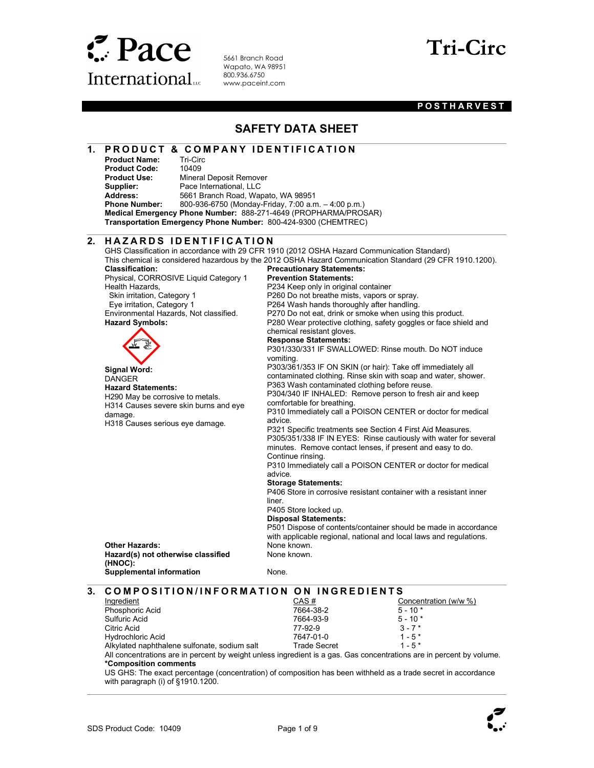# Pace International

5661 Branch Road
Wapato, WA 98951
800.936.6750
www.paceint.com

# Tri-Circ

**POSTHARVEST**

## SAFETY DATA SHEET

## 1. PRODUCT & COMPANY IDENTIFICATION

**Product Name:** Tri-Circ
**Product Code:** 10409
**Product Use:** Mineral Deposit Remover
**Supplier:** Pace International, LLC
**Address:** 5661 Branch Road, Wapato, WA 98951
**Phone Number:** 800-936-6750 (Monday-Friday, 7:00 a.m. – 4:00 p.m.)
**Medical Emergency Phone Number:** 888-271-4649 (PROPHARMA/PROSAR)
**Transportation Emergency Phone Number:** 800-424-9300 (CHEMTREC)

## 2. HAZARDS IDENTIFICATION

GHS Classification in accordance with 29 CFR 1910 (2012 OSHA Hazard Communication Standard)
This chemical is considered hazardous by the 2012 OSHA Hazard Communication Standard (29 CFR 1910.1200).

**Classification:**
Physical, CORROSIVE Liquid Category 1
Health Hazards,
Skin irritation, Category 1
Eye irritation, Category 1
Environmental Hazards, Not classified.

**Hazard Symbols:**

**Signal Word:**
DANGER

**Hazard Statements:**
H290 May be corrosive to metals.
H314 Causes severe skin burns and eye damage.
H318 Causes serious eye damage.

**Precautionary Statements:**

**Prevention Statements:**
P234 Keep only in original container
P260 Do not breathe mists, vapors or spray.
P264 Wash hands thoroughly after handling.
P270 Do not eat, drink or smoke when using this product.
P280 Wear protective clothing, safety goggles or face shield and chemical resistant gloves.

**Response Statements:**
P301/330/331 IF SWALLOWED: Rinse mouth. Do NOT induce vomiting.
P303/361/353 IF ON SKIN (or hair): Take off immediately all contaminated clothing. Rinse skin with soap and water, shower.
P363 Wash contaminated clothing before reuse.
P304/340 IF INHALED: Remove person to fresh air and keep comfortable for breathing.
P310 Immediately call a POISON CENTER or doctor for medical advice.
P321 Specific treatments see Section 4 First Aid Measures.
P305/351/338 IF IN EYES: Rinse cautiously with water for several minutes. Remove contact lenses, if present and easy to do. Continue rinsing.
P310 Immediately call a POISON CENTER or doctor for medical advice.

**Storage Statements:**
P406 Store in corrosive resistant container with a resistant inner liner.
P405 Store locked up.

**Disposal Statements:**
P501 Dispose of contents/container should be made in accordance with applicable regional, national and local laws and regulations.

**Other Hazards:** None known.
**Hazard(s) not otherwise classified (HNOC):** None known.
**Supplemental information** None.

## 3. COMPOSITION/INFORMATION ON INGREDIENTS

| Ingredient | CAS # | Concentration (w/w %) |
|---|---|---|
| Phosphoric Acid | 7664-38-2 | 5 - 10 * |
| Sulfuric Acid | 7664-93-9 | 5 - 10 * |
| Citric Acid | 77-92-9 | 3 - 7 * |
| Hydrochloric Acid | 7647-01-0 | 1 - 5 * |
| Alkylated naphthalene sulfonate, sodium salt | Trade Secret | 1 - 5 * |

All concentrations are in percent by weight unless ingredient is a gas. Gas concentrations are in percent by volume.

***Composition comments**
US GHS: The exact percentage (concentration) of composition has been withheld as a trade secret in accordance with paragraph (i) of §1910.1200.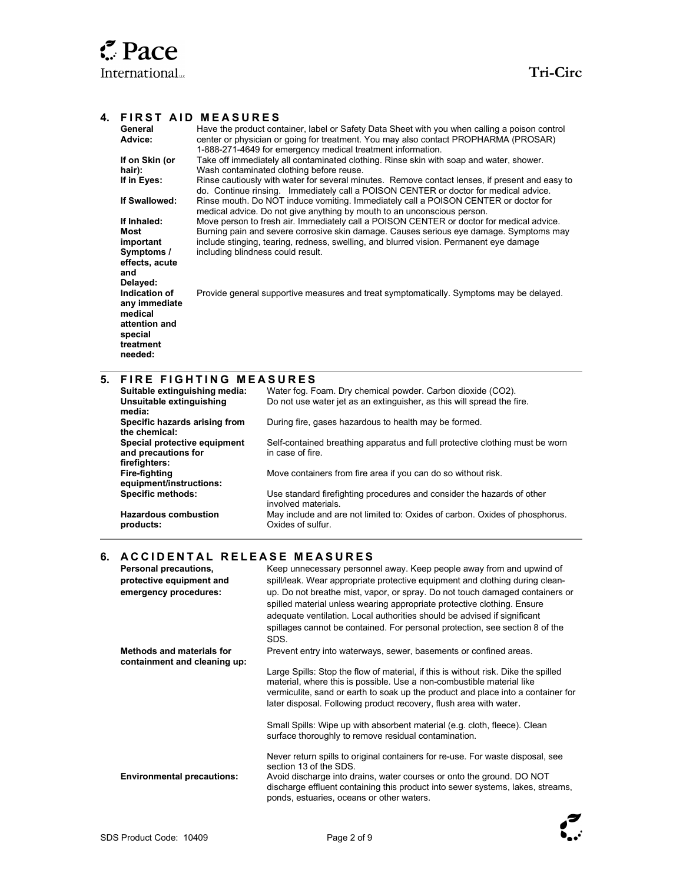## 4. FIRST AID MEASURES

| | |
|---|---|
| **General Advice:** | Have the product container, label or Safety Data Sheet with you when calling a poison control center or physician or going for treatment. You may also contact PROPHARMA (PROSAR) 1-888-271-4649 for emergency medical treatment information. |
| **If on Skin (or hair):** | Take off immediately all contaminated clothing. Rinse skin with soap and water, shower. Wash contaminated clothing before reuse. |
| **If in Eyes:** | Rinse cautiously with water for several minutes. Remove contact lenses, if present and easy to do. Continue rinsing. Immediately call a POISON CENTER or doctor for medical advice. |
| **If Swallowed:** | Rinse mouth. Do NOT induce vomiting. Immediately call a POISON CENTER or doctor for medical advice. Do not give anything by mouth to an unconscious person. |
| **If Inhaled:** | Move person to fresh air. Immediately call a POISON CENTER or doctor for medical advice. |
| **Most important Symptoms / effects, acute and Delayed:** | Burning pain and severe corrosive skin damage. Causes serious eye damage. Symptoms may include stinging, tearing, redness, swelling, and blurred vision. Permanent eye damage including blindness could result. |
| **Indication of any immediate medical attention and special treatment needed:** | Provide general supportive measures and treat symptomatically. Symptoms may be delayed. |

## 5. FIRE FIGHTING MEASURES

| | |
|---|---|
| **Suitable extinguishing media:** | Water fog. Foam. Dry chemical powder. Carbon dioxide ($CO_2$). |
| **Unsuitable extinguishing media:** | Do not use water jet as an extinguisher, as this will spread the fire. |
| **Specific hazards arising from the chemical:** | During fire, gases hazardous to health may be formed. |
| **Special protective equipment and precautions for firefighters:** | Self-contained breathing apparatus and full protective clothing must be worn in case of fire. |
| **Fire-fighting equipment/instructions:** | Move containers from fire area if you can do so without risk. |
| **Specific methods:** | Use standard firefighting procedures and consider the hazards of other involved materials. |
| **Hazardous combustion products:** | May include and are not limited to: Oxides of carbon. Oxides of phosphorus. Oxides of sulfur. |

## 6. ACCIDENTAL RELEASE MEASURES

| | |
|---|---|
| **Personal precautions, protective equipment and emergency procedures:** | Keep unnecessary personnel away. Keep people away from and upwind of spill/leak. Wear appropriate protective equipment and clothing during clean-up. Do not breathe mist, vapor, or spray. Do not touch damaged containers or spilled material unless wearing appropriate protective clothing. Ensure adequate ventilation. Local authorities should be advised if significant spillages cannot be contained. For personal protection, see section 8 of the SDS. |
| **Methods and materials for containment and cleaning up:** | Prevent entry into waterways, sewer, basements or confined areas.<br><br>Large Spills: Stop the flow of material, if this is without risk. Dike the spilled material, where this is possible. Use a non-combustible material like vermiculite, sand or earth to soak up the product and place into a container for later disposal. Following product recovery, flush area with water.<br><br>Small Spills: Wipe up with absorbent material (e.g. cloth, fleece). Clean surface thoroughly to remove residual contamination.<br><br>Never return spills to original containers for re-use. For waste disposal, see section 13 of the SDS. |
| **Environmental precautions:** | Avoid discharge into drains, water courses or onto the ground. DO NOT discharge effluent containing this product into sewer systems, lakes, streams, ponds, estuaries, oceans or other waters. |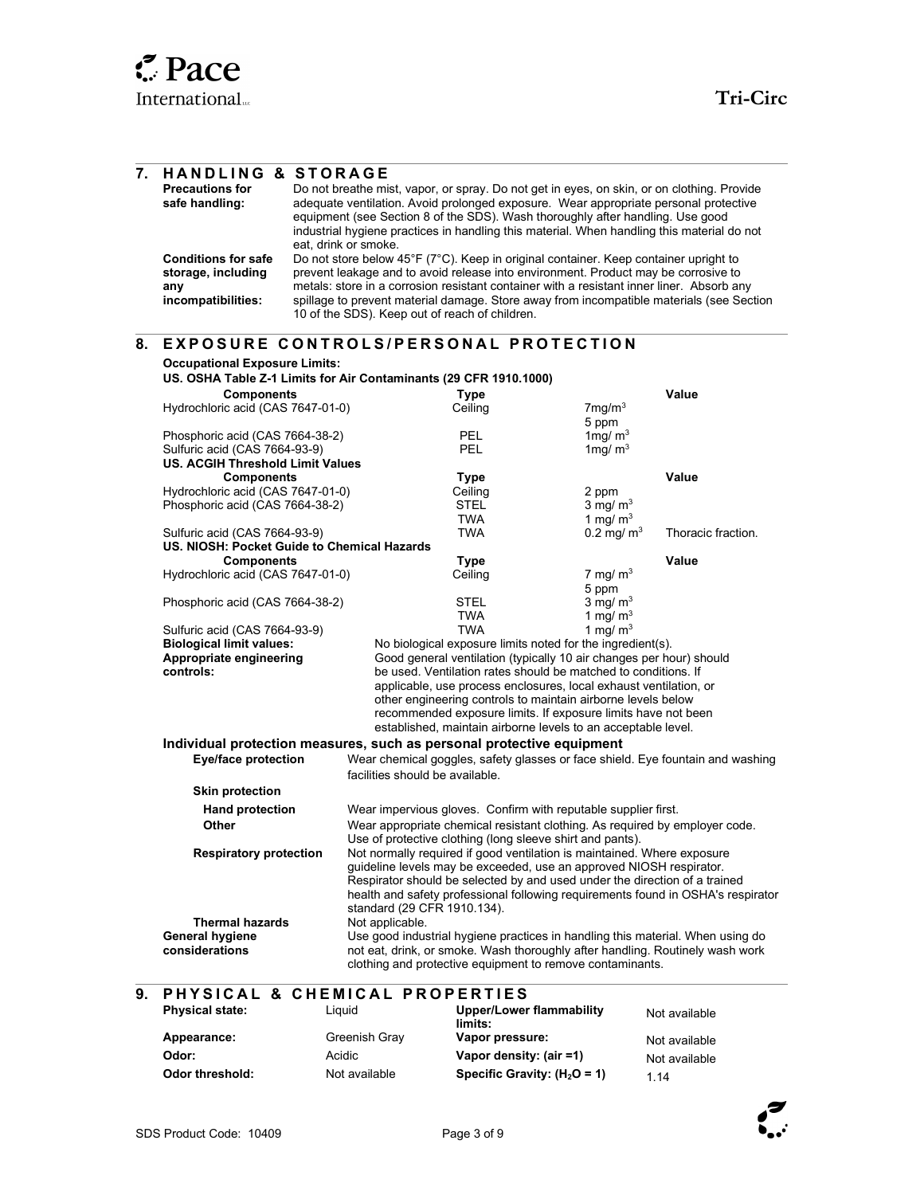## 7. HANDLING & STORAGE

**Precautions for safe handling:** Do not breathe mist, vapor, or spray. Do not get in eyes, on skin, or on clothing. Provide adequate ventilation. Avoid prolonged exposure. Wear appropriate personal protective equipment (see Section 8 of the SDS). Wash thoroughly after handling. Use good industrial hygiene practices in handling this material. When handling this material do not eat, drink or smoke.

**Conditions for safe storage, including any incompatibilities:** Do not store below 45°F (7°C). Keep in original container. Keep container upright to prevent leakage and to avoid release into environment. Product may be corrosive to metals: store in a corrosion resistant container with a resistant inner liner. Absorb any spillage to prevent material damage. Store away from incompatible materials (see Section 10 of the SDS). Keep out of reach of children.

## 8. EXPOSURE CONTROLS/PERSONAL PROTECTION

**Occupational Exposure Limits:**

**US. OSHA Table Z-1 Limits for Air Contaminants (29 CFR 1910.1000)**

| Components | Type | Value | |
|---|---|---|---|
| Hydrochloric acid (CAS 7647-01-0) | Ceiling | 7mg/m$^3$ | |
| | | 5 ppm | |
| Phosphoric acid (CAS 7664-38-2) | PEL | 1mg/ m$^3$ | |
| Sulfuric acid (CAS 7664-93-9) | PEL | 1mg/ m$^3$ | |

**US. ACGIH Threshold Limit Values**

| Components | Type | Value | |
|---|---|---|---|
| Hydrochloric acid (CAS 7647-01-0) | Ceiling | 2 ppm | |
| Phosphoric acid (CAS 7664-38-2) | STEL | 3 mg/ m$^3$ | |
| | TWA | 1 mg/ m$^3$ | |
| Sulfuric acid (CAS 7664-93-9) | TWA | 0.2 mg/ m$^3$ | Thoracic fraction. |

**US. NIOSH: Pocket Guide to Chemical Hazards**

| Components | Type | Value | |
|---|---|---|---|
| Hydrochloric acid (CAS 7647-01-0) | Ceiling | 7 mg/ m$^3$ | |
| | | 5 ppm | |
| Phosphoric acid (CAS 7664-38-2) | STEL | 3 mg/ m$^3$ | |
| | TWA | 1 mg/ m$^3$ | |
| Sulfuric acid (CAS 7664-93-9) | TWA | 1 mg/ m$^3$ | |

**Biological limit values:** No biological exposure limits noted for the ingredient(s).

**Appropriate engineering controls:** Good general ventilation (typically 10 air changes per hour) should be used. Ventilation rates should be matched to conditions. If applicable, use process enclosures, local exhaust ventilation, or other engineering controls to maintain airborne levels below recommended exposure limits. If exposure limits have not been established, maintain airborne levels to an acceptable level.

### Individual protection measures, such as personal protective equipment

**Eye/face protection:** Wear chemical goggles, safety glasses or face shield. Eye fountain and washing facilities should be available.

**Skin protection**

**Hand protection:** Wear impervious gloves. Confirm with reputable supplier first.

**Other:** Wear appropriate chemical resistant clothing. As required by employer code. Use of protective clothing (long sleeve shirt and pants).

**Respiratory protection:** Not normally required if good ventilation is maintained. Where exposure guideline levels may be exceeded, use an approved NIOSH respirator. Respirator should be selected by and used under the direction of a trained health and safety professional following requirements found in OSHA's respirator standard (29 CFR 1910.134).

**Thermal hazards:** Not applicable.

**General hygiene considerations:** Use good industrial hygiene practices in handling this material. When using do not eat, drink, or smoke. Wash thoroughly after handling. Routinely wash work clothing and protective equipment to remove contaminants.

## 9. PHYSICAL & CHEMICAL PROPERTIES

| | | | |
|---|---|---|---|
| **Physical state:** | Liquid | **Upper/Lower flammability limits:** | Not available |
| **Appearance:** | Greenish Gray | **Vapor pressure:** | Not available |
| **Odor:** | Acidic | **Vapor density: (air =1)** | Not available |
| **Odor threshold:** | Not available | **Specific Gravity: ($H_2O$ = 1)** | 1.14 |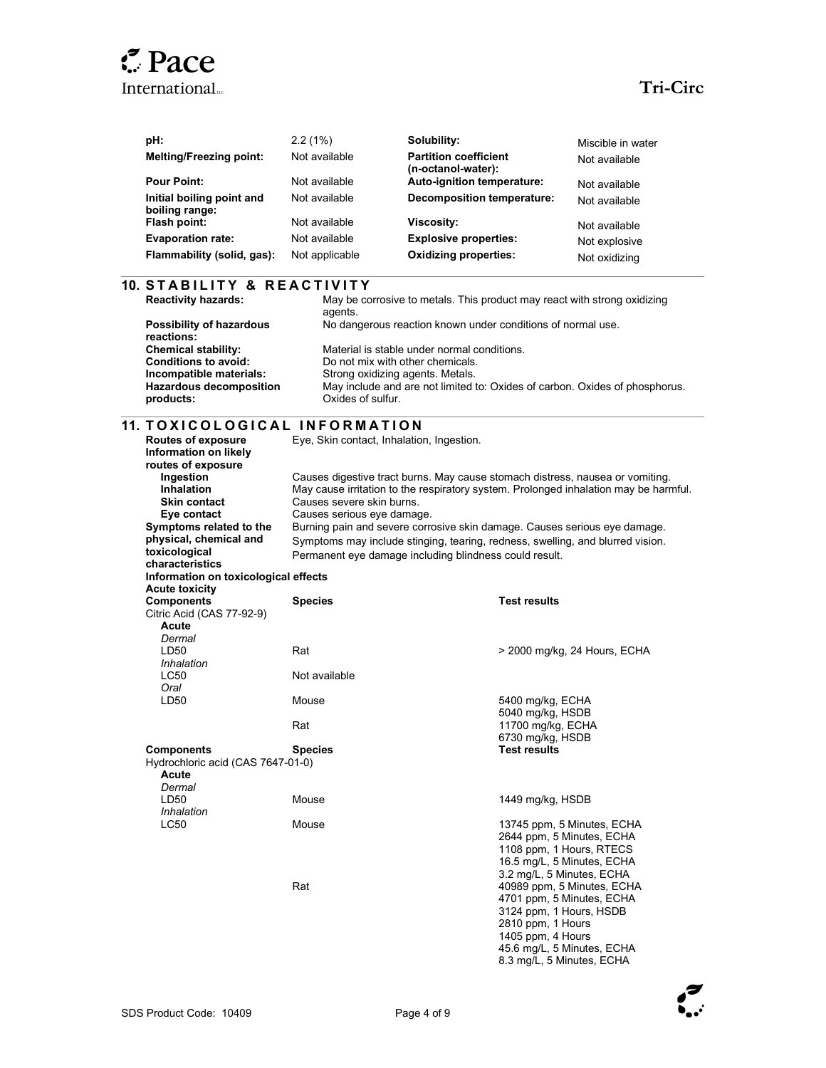| pH: | 2.2 (1%) | Solubility: | Miscible in water |
|---|---|---|---|
| Melting/Freezing point: | Not available | Partition coefficient (n-octanol-water): | Not available |
| Pour Point: | Not available | Auto-ignition temperature: | Not available |
| Initial boiling point and boiling range: | Not available | Decomposition temperature: | Not available |
| Flash point: | Not available | Viscosity: | Not available |
| Evaporation rate: | Not available | Explosive properties: | Not explosive |
| Flammability (solid, gas): | Not applicable | Oxidizing properties: | Not oxidizing |

## 10. STABILITY & REACTIVITY

| | |
|---|---|
| **Reactivity hazards:** | May be corrosive to metals. This product may react with strong oxidizing agents. |
| **Possibility of hazardous reactions:** | No dangerous reaction known under conditions of normal use. |
| **Chemical stability:** | Material is stable under normal conditions. |
| **Conditions to avoid:** | Do not mix with other chemicals. |
| **Incompatible materials:** | Strong oxidizing agents. Metals. |
| **Hazardous decomposition products:** | May include and are not limited to: Oxides of carbon. Oxides of phosphorus. Oxides of sulfur. |

## 11. TOXICOLOGICAL INFORMATION

| | |
|---|---|
| **Routes of exposure** | Eye, Skin contact, Inhalation, Ingestion. |
| **Information on likely routes of exposure** | |
| **Ingestion** | Causes digestive tract burns. May cause stomach distress, nausea or vomiting. |
| **Inhalation** | May cause irritation to the respiratory system. Prolonged inhalation may be harmful. |
| **Skin contact** | Causes severe skin burns. |
| **Eye contact** | Causes serious eye damage. |
| **Symptoms related to the physical, chemical and toxicological characteristics** | Burning pain and severe corrosive skin damage. Causes serious eye damage. Symptoms may include stinging, tearing, redness, swelling, and blurred vision. Permanent eye damage including blindness could result. |

**Information on toxicological effects**

**Acute toxicity**

| Components | Species | Test results |
|---|---|---|
| Citric Acid (CAS 77-92-9) | | |
| **Acute** | | |
| *Dermal* | | |
| LD50 | Rat | > 2000 mg/kg, 24 Hours, ECHA |
| *Inhalation* | | |
| LC50 | Not available | |
| *Oral* | | |
| LD50 | Mouse | 5400 mg/kg, ECHA<br>5040 mg/kg, HSDB |
| | Rat | 11700 mg/kg, ECHA<br>6730 mg/kg, HSDB |

| Components | Species | Test results |
|---|---|---|
| Hydrochloric acid (CAS 7647-01-0) | | |
| **Acute** | | |
| *Dermal* | | |
| LD50 | Mouse | 1449 mg/kg, HSDB |
| *Inhalation* | | |
| LC50 | Mouse | 13745 ppm, 5 Minutes, ECHA<br>2644 ppm, 5 Minutes, ECHA<br>1108 ppm, 1 Hours, RTECS<br>16.5 mg/L, 5 Minutes, ECHA<br>3.2 mg/L, 5 Minutes, ECHA |
| | Rat | 40989 ppm, 5 Minutes, ECHA<br>4701 ppm, 5 Minutes, ECHA<br>3124 ppm, 1 Hours, HSDB<br>2810 ppm, 1 Hours<br>1405 ppm, 4 Hours<br>45.6 mg/L, 5 Minutes, ECHA<br>8.3 mg/L, 5 Minutes, ECHA |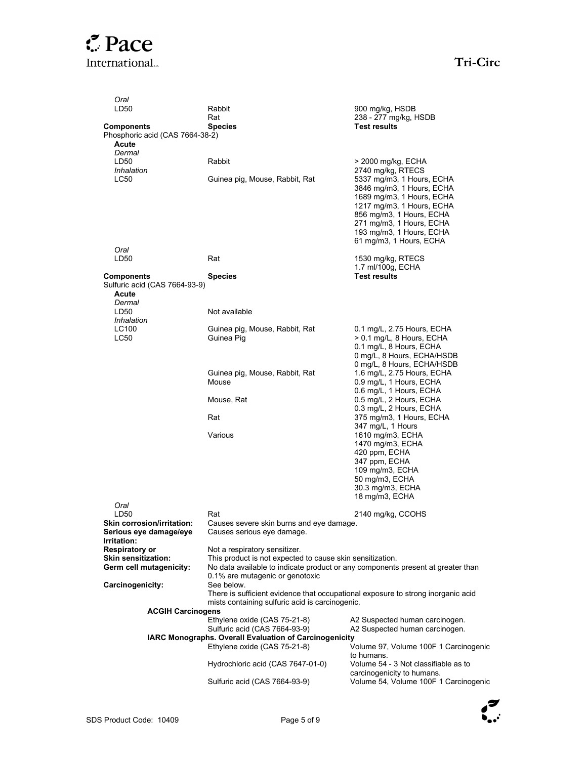| | | |
|---|---|---|
| *Oral* | | |
| LD50 | Rabbit | 900 mg/kg, HSDB |
| | Rat | 238 - 277 mg/kg, HSDB |
| **Components** | **Species** | **Test results** |
| Phosphoric acid (CAS 7664-38-2) | | |
| **Acute** | | |
| *Dermal* | | |
| LD50 | Rabbit | > 2000 mg/kg, ECHA |
| | | 2740 mg/kg, RTECS |
| *Inhalation* | | |
| LC50 | Guinea pig, Mouse, Rabbit, Rat | 5337 mg/m3, 1 Hours, ECHA |
| | | 3846 mg/m3, 1 Hours, ECHA |
| | | 1689 mg/m3, 1 Hours, ECHA |
| | | 1217 mg/m3, 1 Hours, ECHA |
| | | 856 mg/m3, 1 Hours, ECHA |
| | | 271 mg/m3, 1 Hours, ECHA |
| | | 193 mg/m3, 1 Hours, ECHA |
| | | 61 mg/m3, 1 Hours, ECHA |
| *Oral* | | |
| LD50 | Rat | 1530 mg/kg, RTECS |
| | | 1.7 ml/100g, ECHA |
| **Components** | **Species** | **Test results** |
| Sulfuric acid (CAS 7664-93-9) | | |
| **Acute** | | |
| *Dermal* | | |
| LD50 | Not available | |
| *Inhalation* | | |
| LC100 | Guinea pig, Mouse, Rabbit, Rat | 0.1 mg/L, 2.75 Hours, ECHA |
| LC50 | Guinea Pig | > 0.1 mg/L, 8 Hours, ECHA |
| | | 0.1 mg/L, 8 Hours, ECHA |
| | | 0 mg/L, 8 Hours, ECHA/HSDB |
| | | 0 mg/L, 8 Hours, ECHA/HSDB |
| | Guinea pig, Mouse, Rabbit, Rat | 1.6 mg/L, 2.75 Hours, ECHA |
| | Mouse | 0.9 mg/L, 1 Hours, ECHA |
| | | 0.6 mg/L, 1 Hours, ECHA |
| | Mouse, Rat | 0.5 mg/L, 2 Hours, ECHA |
| | | 0.3 mg/L, 2 Hours, ECHA |
| | Rat | 375 mg/m3, 1 Hours, ECHA |
| | | 347 mg/L, 1 Hours |
| | Various | 1610 mg/m3, ECHA |
| | | 1470 mg/m3, ECHA |
| | | 420 ppm, ECHA |
| | | 347 ppm, ECHA |
| | | 109 mg/m3, ECHA |
| | | 50 mg/m3, ECHA |
| | | 30.3 mg/m3, ECHA |
| | | 18 mg/m3, ECHA |
| *Oral* | | |
| LD50 | Rat | 2140 mg/kg, CCOHS |

**Skin corrosion/irritation:** Causes severe skin burns and eye damage.

**Serious eye damage/eye Irritation:** Causes serious eye damage.

**Respiratory or Skin sensitization:** Not a respiratory sensitizer. This product is not expected to cause skin sensitization.

**Germ cell mutagenicity:** No data available to indicate product or any components present at greater than 0.1% are mutagenic or genotoxic

**Carcinogenicity:** See below.
There is sufficient evidence that occupational exposure to strong inorganic acid mists containing sulfuric acid is carcinogenic.

**ACGIH Carcinogens**

| | |
|---|---|
| Ethylene oxide (CAS 75-21-8) | A2 Suspected human carcinogen. |
| Sulfuric acid (CAS 7664-93-9) | A2 Suspected human carcinogen. |

**IARC Monographs. Overall Evaluation of Carcinogenicity**

| | |
|---|---|
| Ethylene oxide (CAS 75-21-8) | Volume 97, Volume 100F 1 Carcinogenic to humans. |
| Hydrochloric acid (CAS 7647-01-0) | Volume 54 - 3 Not classifiable as to carcinogenicity to humans. |
| Sulfuric acid (CAS 7664-93-9) | Volume 54, Volume 100F 1 Carcinogenic |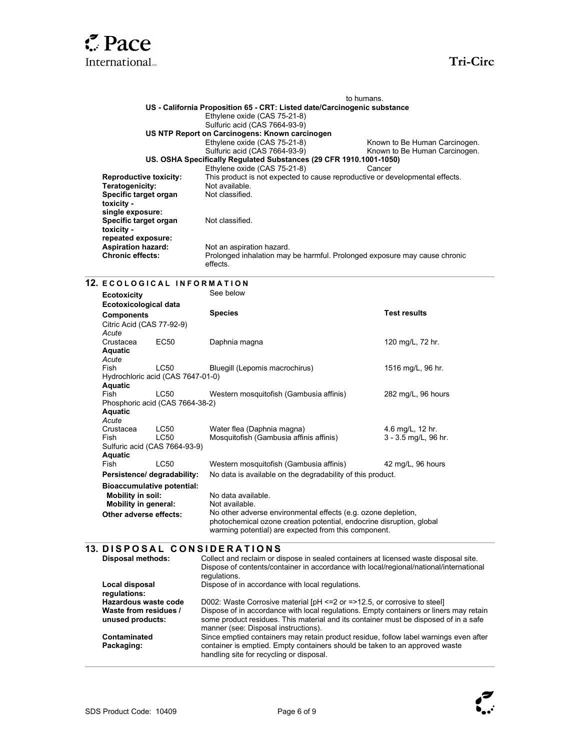to humans.

**US - California Proposition 65 - CRT: Listed date/Carcinogenic substance**

Ethylene oxide (CAS 75-21-8)
Sulfuric acid (CAS 7664-93-9)

**US NTP Report on Carcinogens: Known carcinogen**

| | |
|---|---|
| Ethylene oxide (CAS 75-21-8) | Known to Be Human Carcinogen. |
| Sulfuric acid (CAS 7664-93-9) | Known to Be Human Carcinogen. |

**US. OSHA Specifically Regulated Substances (29 CFR 1910.1001-1050)**

| | |
|---|---|
| Ethylene oxide (CAS 75-21-8) | Cancer |

**Reproductive toxicity:** This product is not expected to cause reproductive or developmental effects.

**Teratogenicity:** Not available.

**Specific target organ toxicity - single exposure:** Not classified.

**Specific target organ toxicity - repeated exposure:** Not classified.

**Aspiration hazard:** Not an aspiration hazard.

**Chronic effects:** Prolonged inhalation may be harmful. Prolonged exposure may cause chronic effects.

## 12. ECOLOGICAL INFORMATION

**Ecotoxicity** See below

**Ecotoxicological data**

| Components | | | Species | Test results |
|---|---|---|---|---|
| Citric Acid (CAS 77-92-9) | | | | |
| *Acute* | | | | |
| Crustacea | | EC50 | Daphnia magna | 120 mg/L, 72 hr. |
| **Aquatic** | | | | |
| *Acute* | | | | |
| Fish | | LC50 | Bluegill (Lepomis macrochirus) | 1516 mg/L, 96 hr. |
| Hydrochloric acid (CAS 7647-01-0) | | | | |
| **Aquatic** | | | | |
| Fish | | LC50 | Western mosquitofish (Gambusia affinis) | 282 mg/L, 96 hours |
| Phosphoric acid (CAS 7664-38-2) | | | | |
| **Aquatic** | | | | |
| *Acute* | | | | |
| Crustacea | | LC50 | Water flea (Daphnia magna) | 4.6 mg/L, 12 hr. |
| Fish | | LC50 | Mosquitofish (Gambusia affinis affinis) | 3 - 3.5 mg/L, 96 hr. |
| Sulfuric acid (CAS 7664-93-9) | | | | |
| **Aquatic** | | | | |
| Fish | | LC50 | Western mosquitofish (Gambusia affinis) | 42 mg/L, 96 hours |

**Persistence/ degradability:** No data is available on the degradability of this product.

**Bioaccumulative potential:**

**Mobility in soil:** No data available.

**Mobility in general:** Not available.

**Other adverse effects:** No other adverse environmental effects (e.g. ozone depletion, photochemical ozone creation potential, endocrine disruption, global warming potential) are expected from this component.

## 13. DISPOSAL CONSIDERATIONS

**Disposal methods:** Collect and reclaim or dispose in sealed containers at licensed waste disposal site. Dispose of contents/container in accordance with local/regional/national/international regulations.

**Local disposal regulations:** Dispose of in accordance with local regulations.

**Hazardous waste code** D002: Waste Corrosive material [pH <=2 or =>12.5, or corrosive to steel]

**Waste from residues / unused products:** Dispose of in accordance with local regulations. Empty containers or liners may retain some product residues. This material and its container must be disposed of in a safe manner (see: Disposal instructions).

**Contaminated Packaging:** Since emptied containers may retain product residue, follow label warnings even after container is emptied. Empty containers should be taken to an approved waste handling site for recycling or disposal.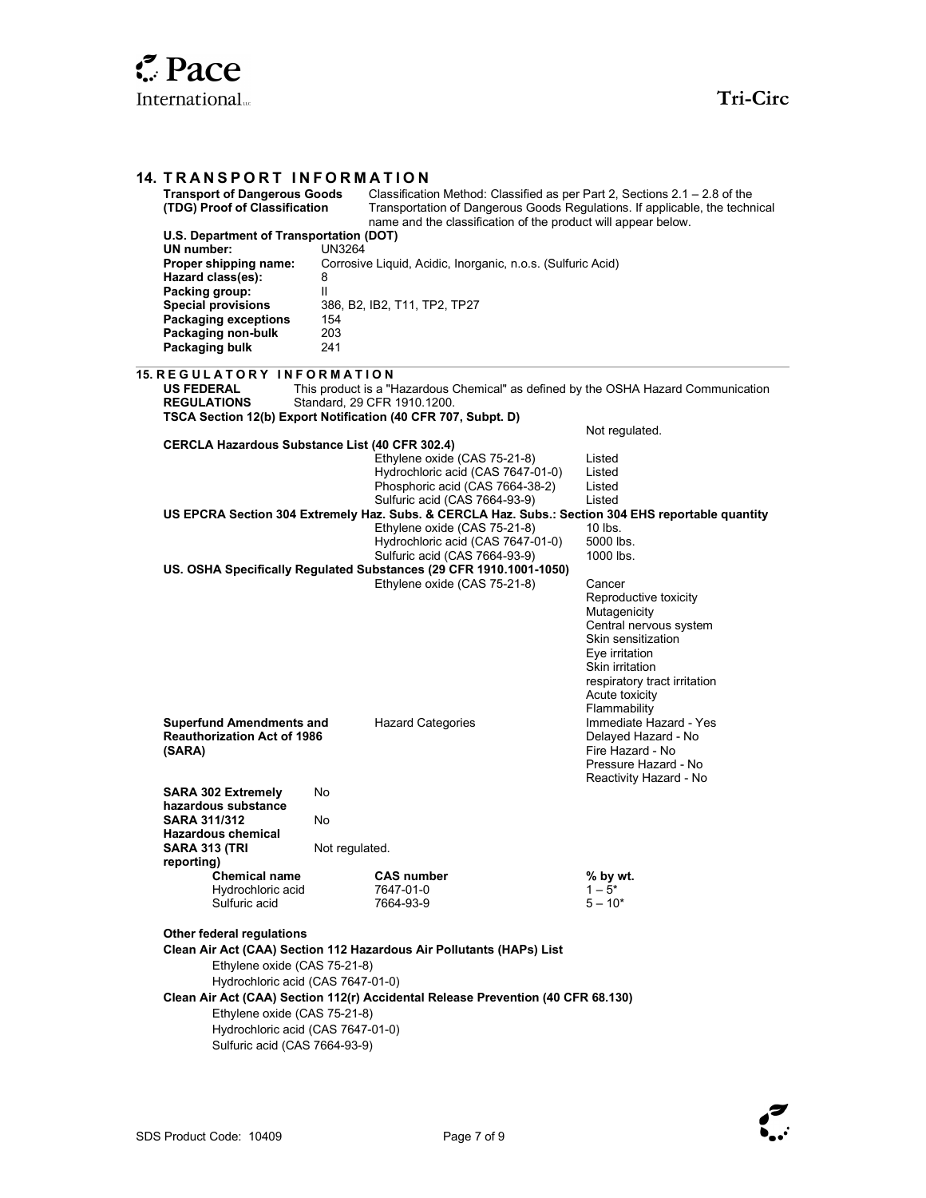## 14. TRANSPORT INFORMATION

**Transport of Dangerous Goods (TDG) Proof of Classification** Classification Method: Classified as per Part 2, Sections 2.1 – 2.8 of the Transportation of Dangerous Goods Regulations. If applicable, the technical name and the classification of the product will appear below.

**U.S. Department of Transportation (DOT)**

| | |
|---|---|
| **UN number:** | UN3264 |
| **Proper shipping name:** | Corrosive Liquid, Acidic, Inorganic, n.o.s. (Sulfuric Acid) |
| **Hazard class(es):** | 8 |
| **Packing group:** | II |
| **Special provisions** | 386, B2, IB2, T11, TP2, TP27 |
| **Packaging exceptions** | 154 |
| **Packaging non-bulk** | 203 |
| **Packaging bulk** | 241 |

## 15. REGULATORY INFORMATION

**US FEDERAL REGULATIONS** This product is a "Hazardous Chemical" as defined by the OSHA Hazard Communication Standard, 29 CFR 1910.1200.

**TSCA Section 12(b) Export Notification (40 CFR 707, Subpt. D)**

Not regulated.

**CERCLA Hazardous Substance List (40 CFR 302.4)**

| | |
|---|---|
| Ethylene oxide (CAS 75-21-8) | Listed |
| Hydrochloric acid (CAS 7647-01-0) | Listed |
| Phosphoric acid (CAS 7664-38-2) | Listed |
| Sulfuric acid (CAS 7664-93-9) | Listed |

**US EPCRA Section 304 Extremely Haz. Subs. & CERCLA Haz. Subs.: Section 304 EHS reportable quantity**

| | |
|---|---|
| Ethylene oxide (CAS 75-21-8) | 10 lbs. |
| Hydrochloric acid (CAS 7647-01-0) | 5000 lbs. |
| Sulfuric acid (CAS 7664-93-9) | 1000 lbs. |

**US. OSHA Specifically Regulated Substances (29 CFR 1910.1001-1050)**

Ethylene oxide (CAS 75-21-8)
- Cancer
- Reproductive toxicity
- Mutagenicity
- Central nervous system
- Skin sensitization
- Eye irritation
- Skin irritation
- respiratory tract irritation
- Acute toxicity
- Flammability

**Superfund Amendments and Reauthorization Act of 1986 (SARA)**

Hazard Categories
- Immediate Hazard - Yes
- Delayed Hazard - No
- Fire Hazard - No
- Pressure Hazard - No
- Reactivity Hazard - No

**SARA 302 Extremely hazardous substance** No

**SARA 311/312 Hazardous chemical** No

**SARA 313 (TRI reporting)** Not regulated.

| Chemical name | CAS number | % by wt. |
|---|---|---|
| Hydrochloric acid | 7647-01-0 | 1 – 5* |
| Sulfuric acid | 7664-93-9 | 5 – 10* |

**Other federal regulations**

**Clean Air Act (CAA) Section 112 Hazardous Air Pollutants (HAPs) List**

Ethylene oxide (CAS 75-21-8)
Hydrochloric acid (CAS 7647-01-0)

**Clean Air Act (CAA) Section 112(r) Accidental Release Prevention (40 CFR 68.130)**

Ethylene oxide (CAS 75-21-8)
Hydrochloric acid (CAS 7647-01-0)
Sulfuric acid (CAS 7664-93-9)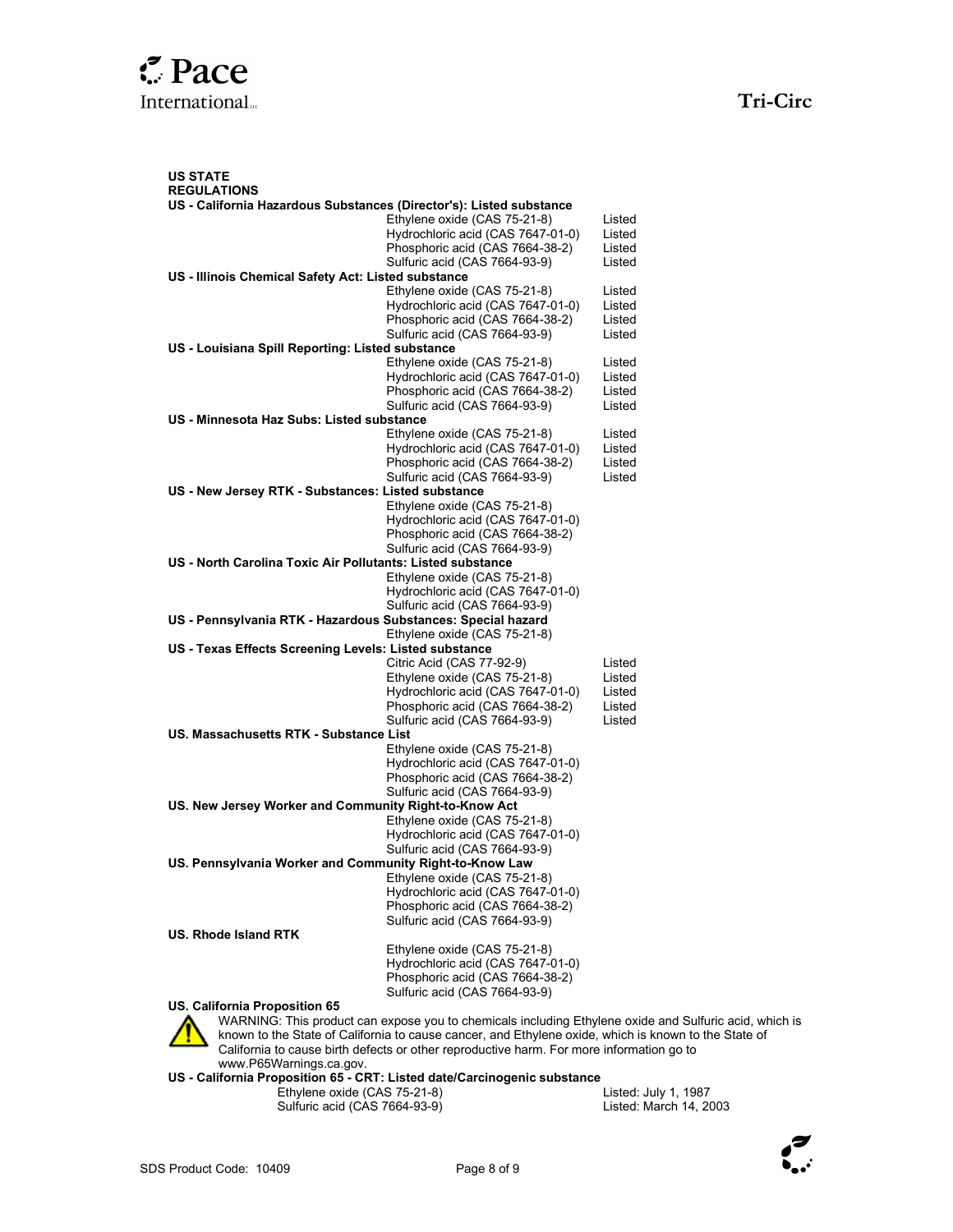## US STATE REGULATIONS

**US - California Hazardous Substances (Director's): Listed substance**

| Substance | Status |
|---|---|
| Ethylene oxide (CAS 75-21-8) | Listed |
| Hydrochloric acid (CAS 7647-01-0) | Listed |
| Phosphoric acid (CAS 7664-38-2) | Listed |
| Sulfuric acid (CAS 7664-93-9) | Listed |

**US - Illinois Chemical Safety Act: Listed substance**

| Substance | Status |
|---|---|
| Ethylene oxide (CAS 75-21-8) | Listed |
| Hydrochloric acid (CAS 7647-01-0) | Listed |
| Phosphoric acid (CAS 7664-38-2) | Listed |
| Sulfuric acid (CAS 7664-93-9) | Listed |

**US - Louisiana Spill Reporting: Listed substance**

| Substance | Status |
|---|---|
| Ethylene oxide (CAS 75-21-8) | Listed |
| Hydrochloric acid (CAS 7647-01-0) | Listed |
| Phosphoric acid (CAS 7664-38-2) | Listed |
| Sulfuric acid (CAS 7664-93-9) | Listed |

**US - Minnesota Haz Subs: Listed substance**

| Substance | Status |
|---|---|
| Ethylene oxide (CAS 75-21-8) | Listed |
| Hydrochloric acid (CAS 7647-01-0) | Listed |
| Phosphoric acid (CAS 7664-38-2) | Listed |
| Sulfuric acid (CAS 7664-93-9) | Listed |

**US - New Jersey RTK - Substances: Listed substance**

- Ethylene oxide (CAS 75-21-8)
- Hydrochloric acid (CAS 7647-01-0)
- Phosphoric acid (CAS 7664-38-2)
- Sulfuric acid (CAS 7664-93-9)

**US - North Carolina Toxic Air Pollutants: Listed substance**

- Ethylene oxide (CAS 75-21-8)
- Hydrochloric acid (CAS 7647-01-0)
- Sulfuric acid (CAS 7664-93-9)

**US - Pennsylvania RTK - Hazardous Substances: Special hazard**

- Ethylene oxide (CAS 75-21-8)

**US - Texas Effects Screening Levels: Listed substance**

| Substance | Status |
|---|---|
| Citric Acid (CAS 77-92-9) | Listed |
| Ethylene oxide (CAS 75-21-8) | Listed |
| Hydrochloric acid (CAS 7647-01-0) | Listed |
| Phosphoric acid (CAS 7664-38-2) | Listed |
| Sulfuric acid (CAS 7664-93-9) | Listed |

**US. Massachusetts RTK - Substance List**

- Ethylene oxide (CAS 75-21-8)
- Hydrochloric acid (CAS 7647-01-0)
- Phosphoric acid (CAS 7664-38-2)
- Sulfuric acid (CAS 7664-93-9)

**US. New Jersey Worker and Community Right-to-Know Act**

- Ethylene oxide (CAS 75-21-8)
- Hydrochloric acid (CAS 7647-01-0)
- Sulfuric acid (CAS 7664-93-9)

**US. Pennsylvania Worker and Community Right-to-Know Law**

- Ethylene oxide (CAS 75-21-8)
- Hydrochloric acid (CAS 7647-01-0)
- Phosphoric acid (CAS 7664-38-2)
- Sulfuric acid (CAS 7664-93-9)

**US. Rhode Island RTK**

- Ethylene oxide (CAS 75-21-8)
- Hydrochloric acid (CAS 7647-01-0)
- Phosphoric acid (CAS 7664-38-2)
- Sulfuric acid (CAS 7664-93-9)

**US. California Proposition 65**

WARNING: This product can expose you to chemicals including Ethylene oxide and Sulfuric acid, which is known to the State of California to cause cancer, and Ethylene oxide, which is known to the State of California to cause birth defects or other reproductive harm. For more information go to www.P65Warnings.ca.gov.

**US - California Proposition 65 - CRT: Listed date/Carcinogenic substance**

| Substance | Listed date |
|---|---|
| Ethylene oxide (CAS 75-21-8) | Listed: July 1, 1987 |
| Sulfuric acid (CAS 7664-93-9) | Listed: March 14, 2003 |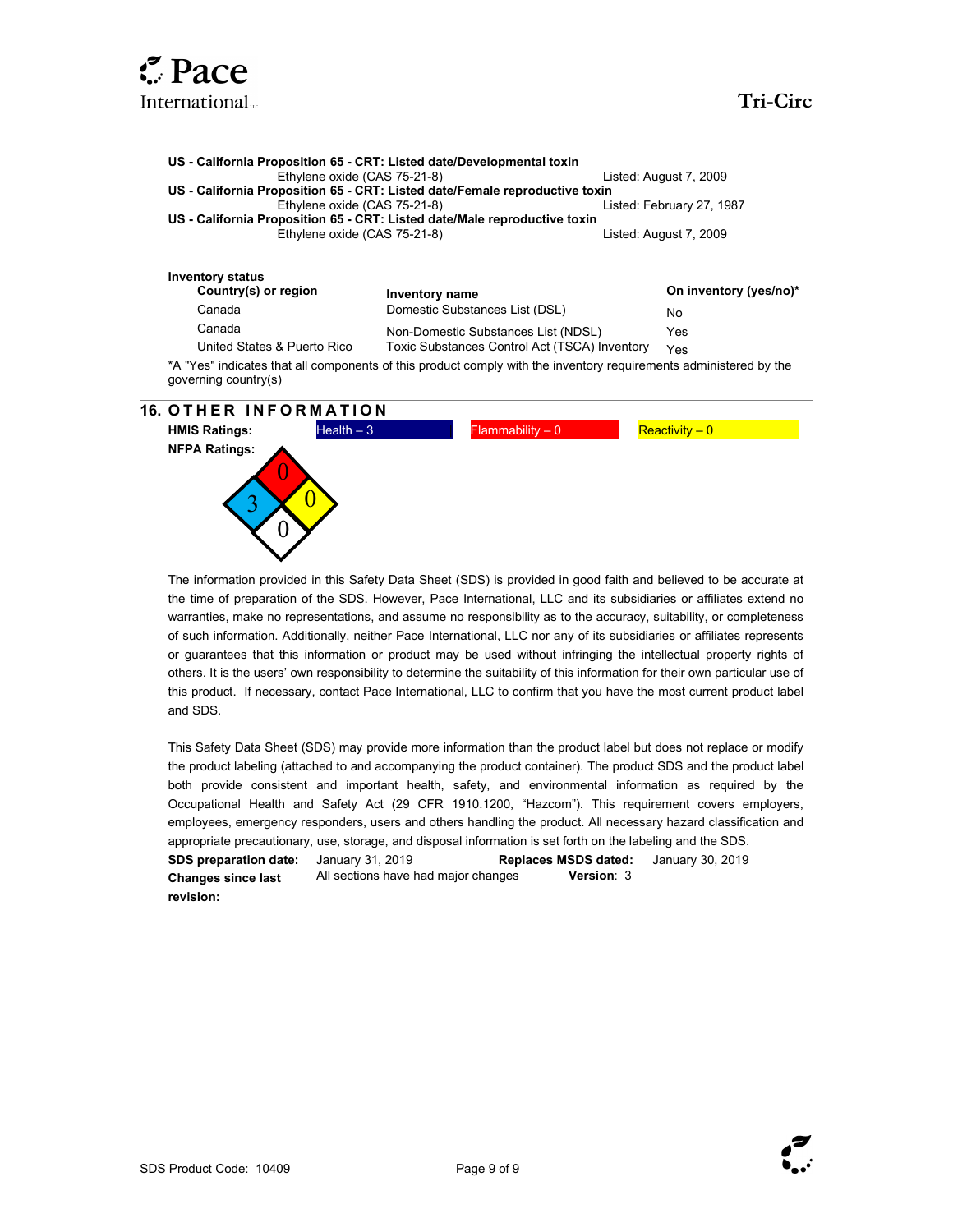**US - California Proposition 65 - CRT: Listed date/Developmental toxin**

| | |
|---|---|
| Ethylene oxide (CAS 75-21-8) | Listed: August 7, 2009 |

**US - California Proposition 65 - CRT: Listed date/Female reproductive toxin**

| | |
|---|---|
| Ethylene oxide (CAS 75-21-8) | Listed: February 27, 1987 |

**US - California Proposition 65 - CRT: Listed date/Male reproductive toxin**

| | |
|---|---|
| Ethylene oxide (CAS 75-21-8) | Listed: August 7, 2009 |

**Inventory status**

| Country(s) or region | Inventory name | On inventory (yes/no)* |
|---|---|---|
| Canada | Domestic Substances List (DSL) | No |
| Canada | Non-Domestic Substances List (NDSL) | Yes |
| United States & Puerto Rico | Toxic Substances Control Act (TSCA) Inventory | Yes |

*A "Yes" indicates that all components of this product comply with the inventory requirements administered by the governing country(s)

## 16. OTHER INFORMATION

**HMIS Ratings:** Health – 3 Flammability – 0 Reactivity – 0

**NFPA Ratings:**

0
3
0
0

The information provided in this Safety Data Sheet (SDS) is provided in good faith and believed to be accurate at the time of preparation of the SDS. However, Pace International, LLC and its subsidiaries or affiliates extend no warranties, make no representations, and assume no responsibility as to the accuracy, suitability, or completeness of such information. Additionally, neither Pace International, LLC nor any of its subsidiaries or affiliates represents or guarantees that this information or product may be used without infringing the intellectual property rights of others. It is the users' own responsibility to determine the suitability of this information for their own particular use of this product. If necessary, contact Pace International, LLC to confirm that you have the most current product label and SDS.

This Safety Data Sheet (SDS) may provide more information than the product label but does not replace or modify the product labeling (attached to and accompanying the product container). The product SDS and the product label both provide consistent and important health, safety, and environmental information as required by the Occupational Health and Safety Act (29 CFR 1910.1200, "Hazcom"). This requirement covers employers, employees, emergency responders, users and others handling the product. All necessary hazard classification and appropriate precautionary, use, storage, and disposal information is set forth on the labeling and the SDS.

**SDS preparation date:** January 31, 2019 **Replaces MSDS dated:** January 30, 2019

**Changes since last revision:** All sections have had major changes **Version**: 3

SDS Product Code: 10409